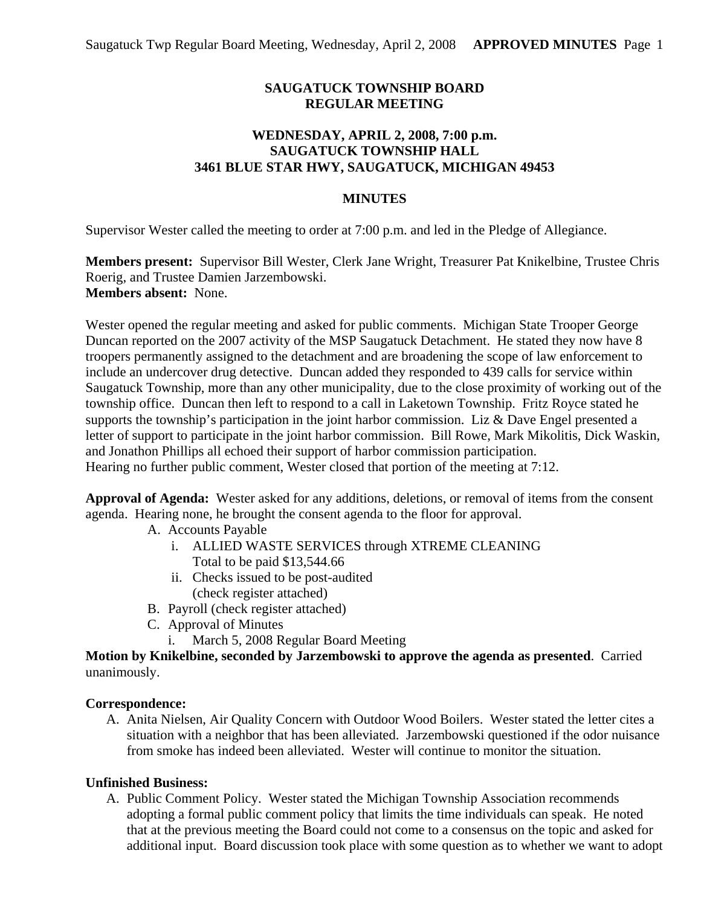**SAUGATUCK TOWNSHIP BOARD**
**REGULAR MEETING**

**WEDNESDAY, APRIL 2, 2008, 7:00 p.m.**
**SAUGATUCK TOWNSHIP HALL**
**3461 BLUE STAR HWY, SAUGATUCK, MICHIGAN 49453**

**MINUTES**

Supervisor Wester called the meeting to order at 7:00 p.m. and led in the Pledge of Allegiance.

**Members present:** Supervisor Bill Wester, Clerk Jane Wright, Treasurer Pat Knikelbine, Trustee Chris Roerig, and Trustee Damien Jarzembowski.
**Members absent:** None.

Wester opened the regular meeting and asked for public comments. Michigan State Trooper George Duncan reported on the 2007 activity of the MSP Saugatuck Detachment. He stated they now have 8 troopers permanently assigned to the detachment and are broadening the scope of law enforcement to include an undercover drug detective. Duncan added they responded to 439 calls for service within Saugatuck Township, more than any other municipality, due to the close proximity of working out of the township office. Duncan then left to respond to a call in Laketown Township. Fritz Royce stated he supports the township's participation in the joint harbor commission. Liz & Dave Engel presented a letter of support to participate in the joint harbor commission. Bill Rowe, Mark Mikolitis, Dick Waskin, and Jonathon Phillips all echoed their support of harbor commission participation.
Hearing no further public comment, Wester closed that portion of the meeting at 7:12.

**Approval of Agenda:** Wester asked for any additions, deletions, or removal of items from the consent agenda. Hearing none, he brought the consent agenda to the floor for approval.

A. Accounts Payable
   i. ALLIED WASTE SERVICES through XTREME CLEANING
      Total to be paid $13,544.66
   ii. Checks issued to be post-audited
      (check register attached)
B. Payroll (check register attached)
C. Approval of Minutes
   i. March 5, 2008 Regular Board Meeting

**Motion by Knikelbine, seconded by Jarzembowski to approve the agenda as presented**. Carried unanimously.

**Correspondence:**

A. Anita Nielsen, Air Quality Concern with Outdoor Wood Boilers. Wester stated the letter cites a situation with a neighbor that has been alleviated. Jarzembowski questioned if the odor nuisance from smoke has indeed been alleviated. Wester will continue to monitor the situation.

**Unfinished Business:**

A. Public Comment Policy. Wester stated the Michigan Township Association recommends adopting a formal public comment policy that limits the time individuals can speak. He noted that at the previous meeting the Board could not come to a consensus on the topic and asked for additional input. Board discussion took place with some question as to whether we want to adopt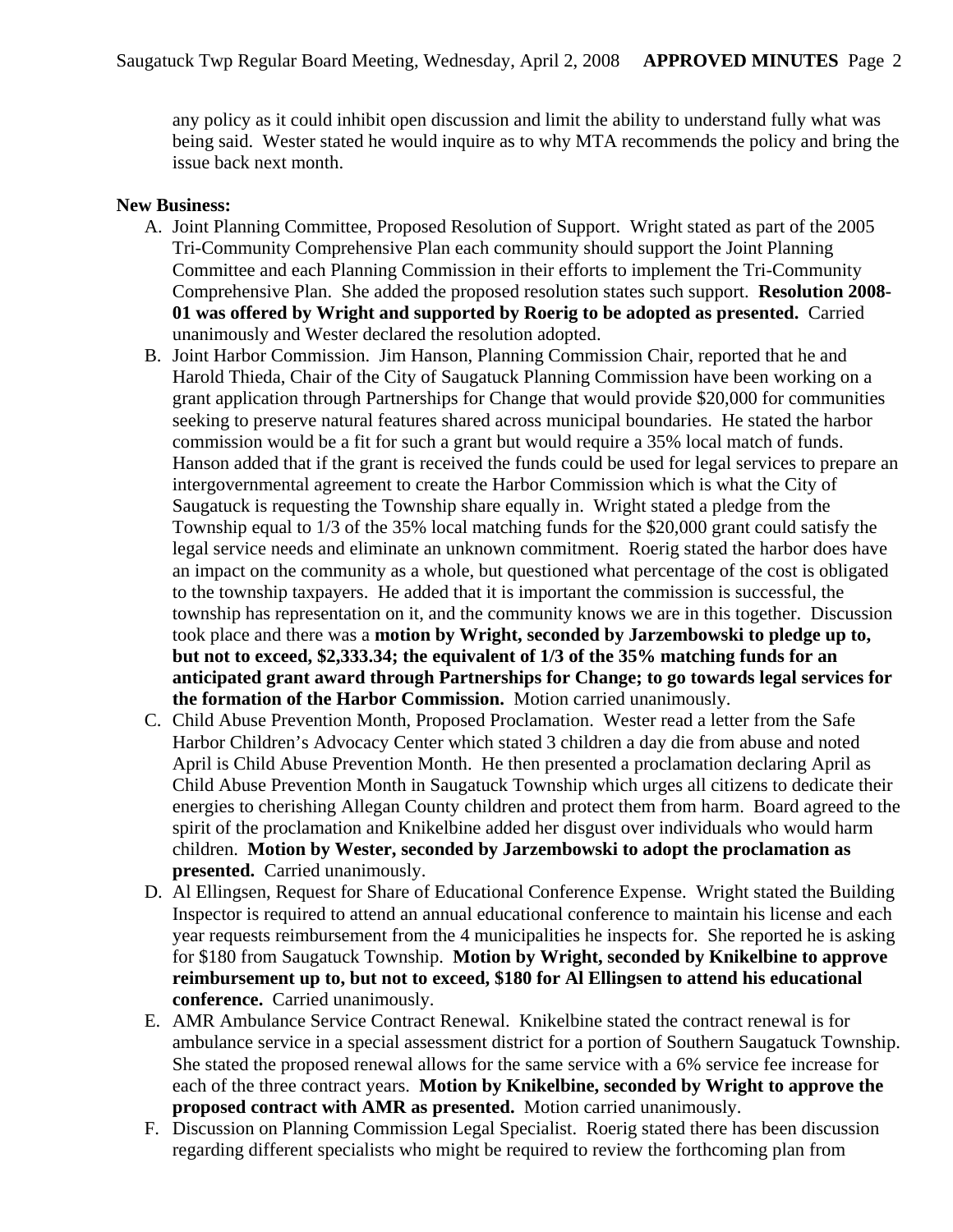any policy as it could inhibit open discussion and limit the ability to understand fully what was being said. Wester stated he would inquire as to why MTA recommends the policy and bring the issue back next month.

**New Business:**

A. Joint Planning Committee, Proposed Resolution of Support. Wright stated as part of the 2005 Tri-Community Comprehensive Plan each community should support the Joint Planning Committee and each Planning Commission in their efforts to implement the Tri-Community Comprehensive Plan. She added the proposed resolution states such support. **Resolution 2008-01 was offered by Wright and supported by Roerig to be adopted as presented.** Carried unanimously and Wester declared the resolution adopted.

B. Joint Harbor Commission. Jim Hanson, Planning Commission Chair, reported that he and Harold Thieda, Chair of the City of Saugatuck Planning Commission have been working on a grant application through Partnerships for Change that would provide $20,000 for communities seeking to preserve natural features shared across municipal boundaries. He stated the harbor commission would be a fit for such a grant but would require a 35% local match of funds. Hanson added that if the grant is received the funds could be used for legal services to prepare an intergovernmental agreement to create the Harbor Commission which is what the City of Saugatuck is requesting the Township share equally in. Wright stated a pledge from the Township equal to 1/3 of the 35% local matching funds for the $20,000 grant could satisfy the legal service needs and eliminate an unknown commitment. Roerig stated the harbor does have an impact on the community as a whole, but questioned what percentage of the cost is obligated to the township taxpayers. He added that it is important the commission is successful, the township has representation on it, and the community knows we are in this together. Discussion took place and there was a **motion by Wright, seconded by Jarzembowski to pledge up to, but not to exceed, $2,333.34; the equivalent of 1/3 of the 35% matching funds for an anticipated grant award through Partnerships for Change; to go towards legal services for the formation of the Harbor Commission.** Motion carried unanimously.

C. Child Abuse Prevention Month, Proposed Proclamation. Wester read a letter from the Safe Harbor Children's Advocacy Center which stated 3 children a day die from abuse and noted April is Child Abuse Prevention Month. He then presented a proclamation declaring April as Child Abuse Prevention Month in Saugatuck Township which urges all citizens to dedicate their energies to cherishing Allegan County children and protect them from harm. Board agreed to the spirit of the proclamation and Knikelbine added her disgust over individuals who would harm children. **Motion by Wester, seconded by Jarzembowski to adopt the proclamation as presented.** Carried unanimously.

D. Al Ellingsen, Request for Share of Educational Conference Expense. Wright stated the Building Inspector is required to attend an annual educational conference to maintain his license and each year requests reimbursement from the 4 municipalities he inspects for. She reported he is asking for $180 from Saugatuck Township. **Motion by Wright, seconded by Knikelbine to approve reimbursement up to, but not to exceed, $180 for Al Ellingsen to attend his educational conference.** Carried unanimously.

E. AMR Ambulance Service Contract Renewal. Knikelbine stated the contract renewal is for ambulance service in a special assessment district for a portion of Southern Saugatuck Township. She stated the proposed renewal allows for the same service with a 6% service fee increase for each of the three contract years. **Motion by Knikelbine, seconded by Wright to approve the proposed contract with AMR as presented.** Motion carried unanimously.

F. Discussion on Planning Commission Legal Specialist. Roerig stated there has been discussion regarding different specialists who might be required to review the forthcoming plan from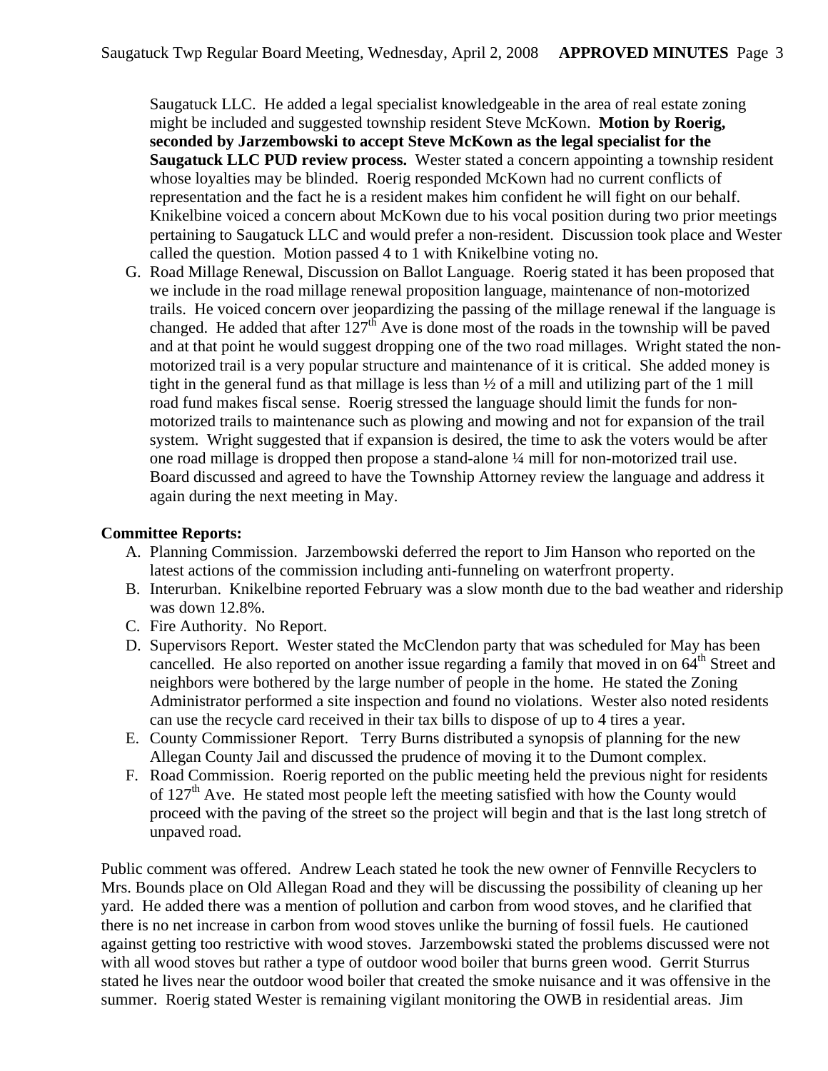Saugatuck LLC. He added a legal specialist knowledgeable in the area of real estate zoning might be included and suggested township resident Steve McKown. **Motion by Roerig, seconded by Jarzembowski to accept Steve McKown as the legal specialist for the Saugatuck LLC PUD review process.** Wester stated a concern appointing a township resident whose loyalties may be blinded. Roerig responded McKown had no current conflicts of representation and the fact he is a resident makes him confident he will fight on our behalf. Knikelbine voiced a concern about McKown due to his vocal position during two prior meetings pertaining to Saugatuck LLC and would prefer a non-resident. Discussion took place and Wester called the question. Motion passed 4 to 1 with Knikelbine voting no.

G. Road Millage Renewal, Discussion on Ballot Language. Roerig stated it has been proposed that we include in the road millage renewal proposition language, maintenance of non-motorized trails. He voiced concern over jeopardizing the passing of the millage renewal if the language is changed. He added that after 127th Ave is done most of the roads in the township will be paved and at that point he would suggest dropping one of the two road millages. Wright stated the non-motorized trail is a very popular structure and maintenance of it is critical. She added money is tight in the general fund as that millage is less than ½ of a mill and utilizing part of the 1 mill road fund makes fiscal sense. Roerig stressed the language should limit the funds for non-motorized trails to maintenance such as plowing and mowing and not for expansion of the trail system. Wright suggested that if expansion is desired, the time to ask the voters would be after one road millage is dropped then propose a stand-alone ¼ mill for non-motorized trail use. Board discussed and agreed to have the Township Attorney review the language and address it again during the next meeting in May.

**Committee Reports:**

A. Planning Commission. Jarzembowski deferred the report to Jim Hanson who reported on the latest actions of the commission including anti-funneling on waterfront property.
B. Interurban. Knikelbine reported February was a slow month due to the bad weather and ridership was down 12.8%.
C. Fire Authority. No Report.
D. Supervisors Report. Wester stated the McClendon party that was scheduled for May has been cancelled. He also reported on another issue regarding a family that moved in on 64th Street and neighbors were bothered by the large number of people in the home. He stated the Zoning Administrator performed a site inspection and found no violations. Wester also noted residents can use the recycle card received in their tax bills to dispose of up to 4 tires a year.
E. County Commissioner Report. Terry Burns distributed a synopsis of planning for the new Allegan County Jail and discussed the prudence of moving it to the Dumont complex.
F. Road Commission. Roerig reported on the public meeting held the previous night for residents of 127th Ave. He stated most people left the meeting satisfied with how the County would proceed with the paving of the street so the project will begin and that is the last long stretch of unpaved road.

Public comment was offered. Andrew Leach stated he took the new owner of Fennville Recyclers to Mrs. Bounds place on Old Allegan Road and they will be discussing the possibility of cleaning up her yard. He added there was a mention of pollution and carbon from wood stoves, and he clarified that there is no net increase in carbon from wood stoves unlike the burning of fossil fuels. He cautioned against getting too restrictive with wood stoves. Jarzembowski stated the problems discussed were not with all wood stoves but rather a type of outdoor wood boiler that burns green wood. Gerrit Sturrus stated he lives near the outdoor wood boiler that created the smoke nuisance and it was offensive in the summer. Roerig stated Wester is remaining vigilant monitoring the OWB in residential areas. Jim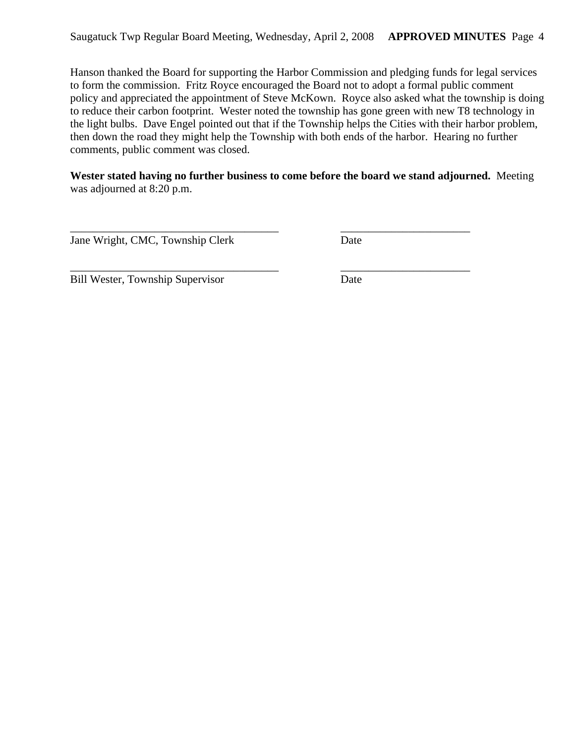Hanson thanked the Board for supporting the Harbor Commission and pledging funds for legal services to form the commission. Fritz Royce encouraged the Board not to adopt a formal public comment policy and appreciated the appointment of Steve McKown. Royce also asked what the township is doing to reduce their carbon footprint. Wester noted the township has gone green with new T8 technology in the light bulbs. Dave Engel pointed out that if the Township helps the Cities with their harbor problem, then down the road they might help the Township with both ends of the harbor. Hearing no further comments, public comment was closed.

**Wester stated having no further business to come before the board we stand adjourned.** Meeting was adjourned at 8:20 p.m.

_____________________________________ _______________________

Jane Wright, CMC, Township Clerk Date

_____________________________________ _______________________

Bill Wester, Township Supervisor Date